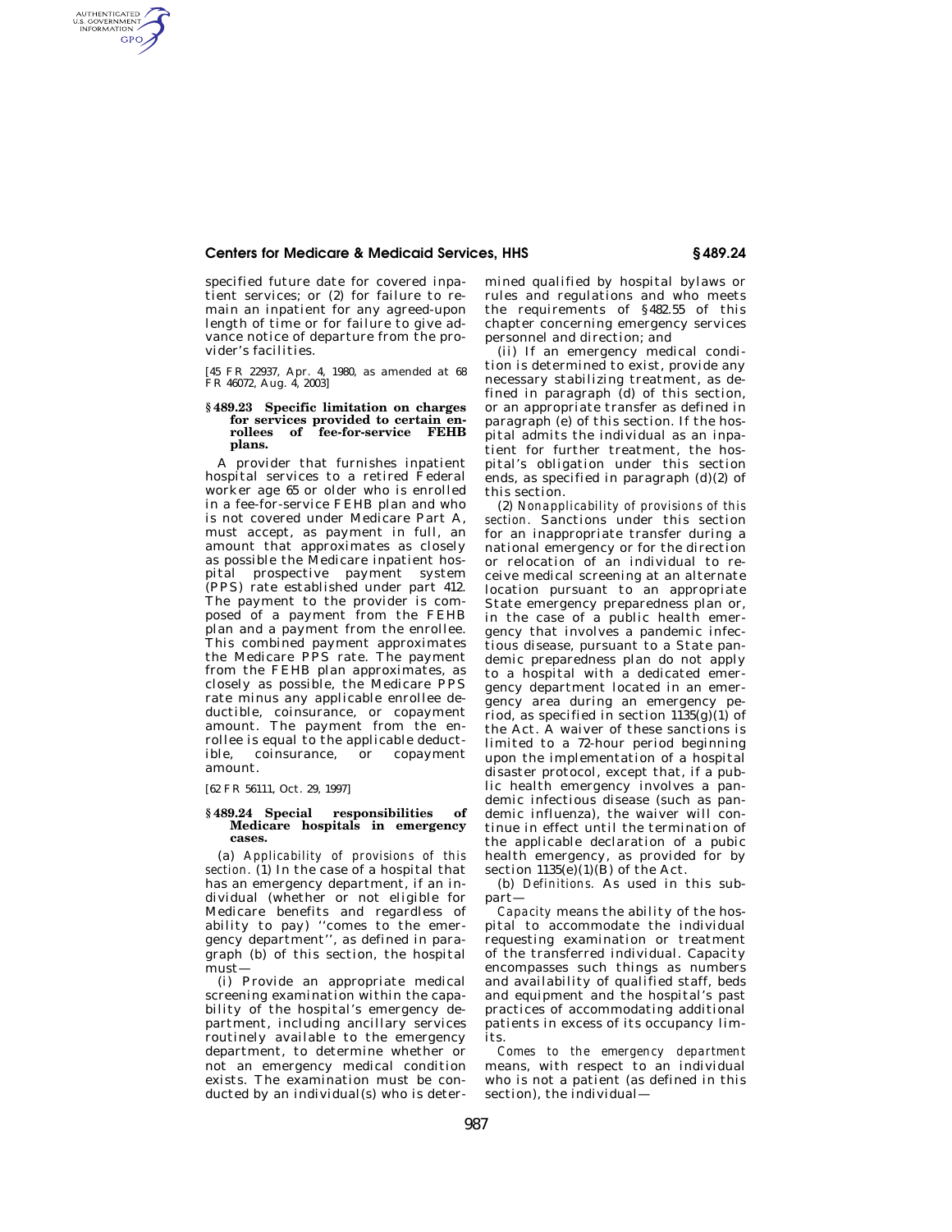specified future date for covered inpatient services; or (2) for failure to remain an inpatient for any agreed-upon length of time or for failure to give advance notice of departure from the provider's facilities.

[45 FR 22937, Apr. 4, 1980, as amended at 68 FR 46072, Aug. 4, 2003]

### § 489.23 Specific limitation on charges for services provided to certain enrollees of fee-for-service FEHB plans.

A provider that furnishes inpatient hospital services to a retired Federal worker age 65 or older who is enrolled in a fee-for-service FEHB plan and who is not covered under Medicare Part A, must accept, as payment in full, an amount that approximates as closely as possible the Medicare inpatient hospital prospective payment system (PPS) rate established under part 412. The payment to the provider is composed of a payment from the FEHB plan and a payment from the enrollee. This combined payment approximates the Medicare PPS rate. The payment from the FEHB plan approximates, as closely as possible, the Medicare PPS rate minus any applicable enrollee deductible, coinsurance, or copayment amount. The payment from the enrollee is equal to the applicable deductible, coinsurance, or copayment amount.

[62 FR 56111, Oct. 29, 1997]

### § 489.24 Special responsibilities of Medicare hospitals in emergency cases.

(a) *Applicability of provisions of this section.* (1) In the case of a hospital that has an emergency department, if an individual (whether or not eligible for Medicare benefits and regardless of ability to pay) ''comes to the emergency department'', as defined in paragraph (b) of this section, the hospital must—

(i) Provide an appropriate medical screening examination within the capability of the hospital's emergency department, including ancillary services routinely available to the emergency department, to determine whether or not an emergency medical condition exists. The examination must be conducted by an individual(s) who is determined qualified by hospital bylaws or rules and regulations and who meets the requirements of §482.55 of this chapter concerning emergency services personnel and direction; and

(ii) If an emergency medical condition is determined to exist, provide any necessary stabilizing treatment, as defined in paragraph (d) of this section, or an appropriate transfer as defined in paragraph (e) of this section. If the hospital admits the individual as an inpatient for further treatment, the hospital's obligation under this section ends, as specified in paragraph (d)(2) of this section.

(2) *Nonapplicability of provisions of this section.* Sanctions under this section for an inappropriate transfer during a national emergency or for the direction or relocation of an individual to receive medical screening at an alternate location pursuant to an appropriate State emergency preparedness plan or, in the case of a public health emergency that involves a pandemic infectious disease, pursuant to a State pandemic preparedness plan do not apply to a hospital with a dedicated emergency department located in an emergency area during an emergency period, as specified in section 1135(g)(1) of the Act. A waiver of these sanctions is limited to a 72-hour period beginning upon the implementation of a hospital disaster protocol, except that, if a public health emergency involves a pandemic infectious disease (such as pandemic influenza), the waiver will continue in effect until the termination of the applicable declaration of a pubic health emergency, as provided for by section 1135(e)(1)(B) of the Act.

(b) *Definitions.* As used in this subpart—

*Capacity* means the ability of the hospital to accommodate the individual requesting examination or treatment of the transferred individual. Capacity encompasses such things as numbers and availability of qualified staff, beds and equipment and the hospital's past practices of accommodating additional patients in excess of its occupancy limits.

*Comes to the emergency department* means, with respect to an individual who is not a patient (as defined in this section), the individual—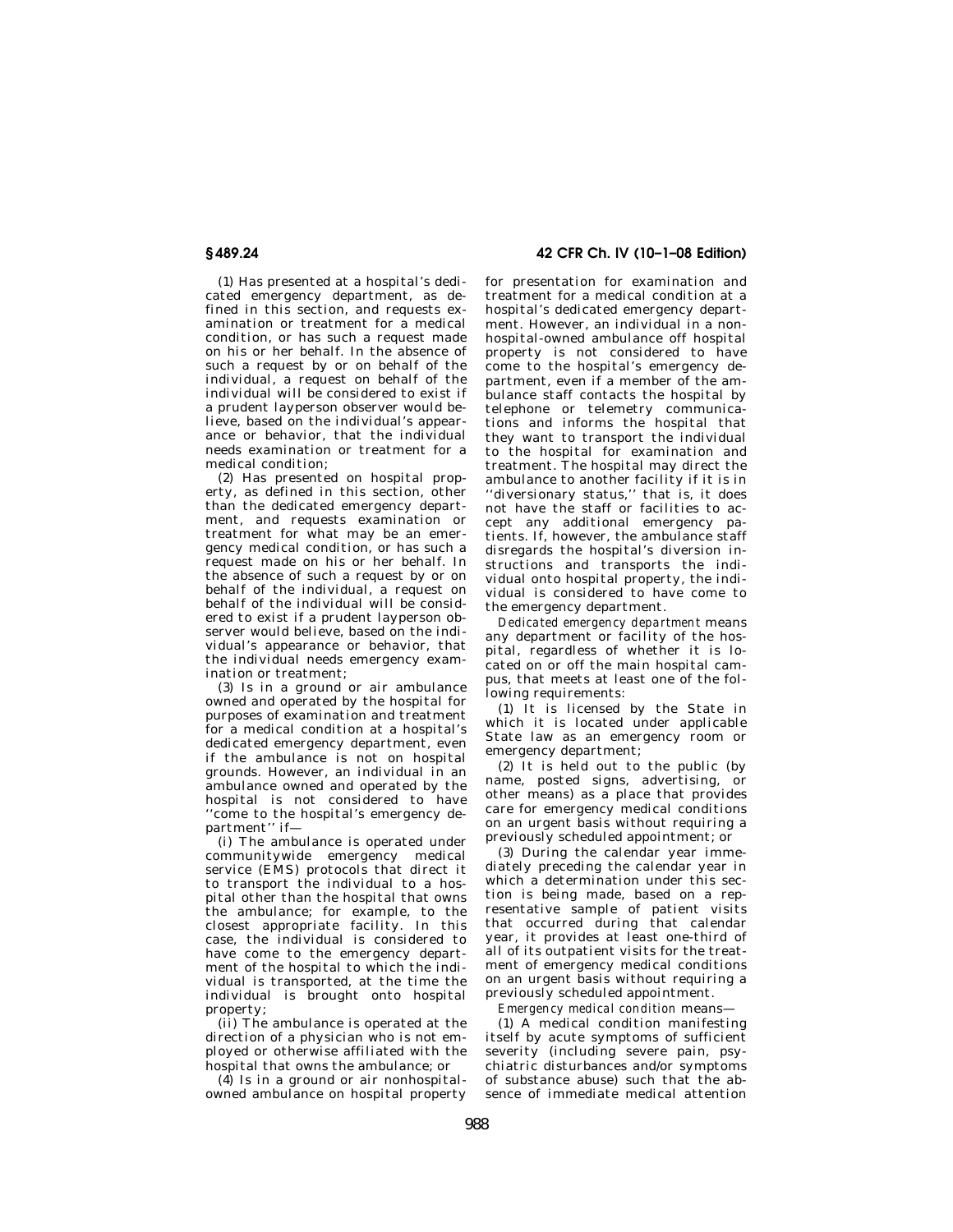(1) Has presented at a hospital's dedicated emergency department, as defined in this section, and requests examination or treatment for a medical condition, or has such a request made on his or her behalf. In the absence of such a request by or on behalf of the individual, a request on behalf of the individual will be considered to exist if a prudent layperson observer would believe, based on the individual's appearance or behavior, that the individual needs examination or treatment for a medical condition;

(2) Has presented on hospital property, as defined in this section, other than the dedicated emergency department, and requests examination or treatment for what may be an emergency medical condition, or has such a request made on his or her behalf. In the absence of such a request by or on behalf of the individual, a request on behalf of the individual will be considered to exist if a prudent layperson observer would believe, based on the individual's appearance or behavior, that the individual needs emergency examination or treatment;

(3) Is in a ground or air ambulance owned and operated by the hospital for purposes of examination and treatment for a medical condition at a hospital's dedicated emergency department, even if the ambulance is not on hospital grounds. However, an individual in an ambulance owned and operated by the hospital is not considered to have "come to the hospital's emergency department" if—

(i) The ambulance is operated under communitywide emergency medical service (EMS) protocols that direct it to transport the individual to a hospital other than the hospital that owns the ambulance; for example, to the closest appropriate facility. In this case, the individual is considered to have come to the emergency department of the hospital to which the individual is transported, at the time the individual is brought onto hospital property;

(ii) The ambulance is operated at the direction of a physician who is not employed or otherwise affiliated with the hospital that owns the ambulance; or

(4) Is in a ground or air nonhospital-owned ambulance on hospital property for presentation for examination and treatment for a medical condition at a hospital's dedicated emergency department. However, an individual in a non-hospital-owned ambulance off hospital property is not considered to have come to the hospital's emergency department, even if a member of the ambulance staff contacts the hospital by telephone or telemetry communications and informs the hospital that they want to transport the individual to the hospital for examination and treatment. The hospital may direct the ambulance to another facility if it is in "diversionary status," that is, it does not have the staff or facilities to accept any additional emergency patients. If, however, the ambulance staff disregards the hospital's diversion instructions and transports the individual onto hospital property, the individual is considered to have come to the emergency department.

*Dedicated emergency department* means any department or facility of the hospital, regardless of whether it is located on or off the main hospital campus, that meets at least one of the following requirements:

(1) It is licensed by the State in which it is located under applicable State law as an emergency room or emergency department;

(2) It is held out to the public (by name, posted signs, advertising, or other means) as a place that provides care for emergency medical conditions on an urgent basis without requiring a previously scheduled appointment; or

(3) During the calendar year immediately preceding the calendar year in which a determination under this section is being made, based on a representative sample of patient visits that occurred during that calendar year, it provides at least one-third of all of its outpatient visits for the treatment of emergency medical conditions on an urgent basis without requiring a previously scheduled appointment.

*Emergency medical condition* means—

(1) A medical condition manifesting itself by acute symptoms of sufficient severity (including severe pain, psychiatric disturbances and/or symptoms of substance abuse) such that the absence of immediate medical attention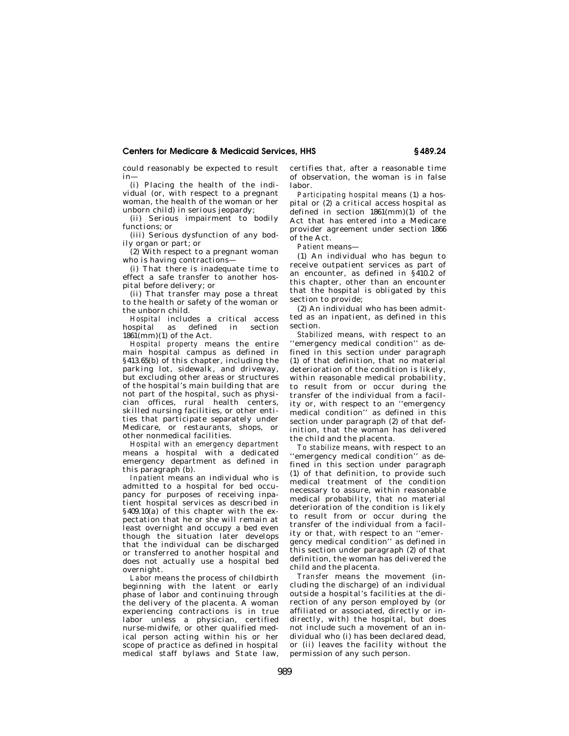could reasonably be expected to result in—

(i) Placing the health of the individual (or, with respect to a pregnant woman, the health of the woman or her unborn child) in serious jeopardy;

(ii) Serious impairment to bodily functions; or

(iii) Serious dysfunction of any bodily organ or part; or

(2) With respect to a pregnant woman who is having contractions—

(i) That there is inadequate time to effect a safe transfer to another hospital before delivery; or

(ii) That transfer may pose a threat to the health or safety of the woman or the unborn child.

*Hospital* includes a critical access hospital as defined in section 1861(mm)(1) of the Act.

*Hospital property* means the entire main hospital campus as defined in §413.65(b) of this chapter, including the parking lot, sidewalk, and driveway, but excluding other areas or structures of the hospital's main building that are not part of the hospital, such as physician offices, rural health centers, skilled nursing facilities, or other entities that participate separately under Medicare, or restaurants, shops, or other nonmedical facilities.

*Hospital with an emergency department* means a hospital with a dedicated emergency department as defined in this paragraph (b).

*Inpatient* means an individual who is admitted to a hospital for bed occupancy for purposes of receiving inpatient hospital services as described in §409.10(a) of this chapter with the expectation that he or she will remain at least overnight and occupy a bed even though the situation later develops that the individual can be discharged or transferred to another hospital and does not actually use a hospital bed overnight.

*Labor* means the process of childbirth beginning with the latent or early phase of labor and continuing through the delivery of the placenta. A woman experiencing contractions is in true labor unless a physician, certified nurse-midwife, or other qualified medical person acting within his or her scope of practice as defined in hospital medical staff bylaws and State law, certifies that, after a reasonable time of observation, the woman is in false labor.

*Participating hospital* means (1) a hospital or (2) a critical access hospital as defined in section 1861(mm)(1) of the Act that has entered into a Medicare provider agreement under section 1866 of the Act.

*Patient* means—

(1) An individual who has begun to receive outpatient services as part of an encounter, as defined in §410.2 of this chapter, other than an encounter that the hospital is obligated by this section to provide;

(2) An individual who has been admitted as an inpatient, as defined in this section.

*Stabilized* means, with respect to an ''emergency medical condition'' as defined in this section under paragraph (1) of that definition, that no material deterioration of the condition is likely, within reasonable medical probability, to result from or occur during the transfer of the individual from a facility or, with respect to an ''emergency medical condition'' as defined in this section under paragraph (2) of that definition, that the woman has delivered the child and the placenta.

*To stabilize* means, with respect to an ''emergency medical condition'' as defined in this section under paragraph (1) of that definition, to provide such medical treatment of the condition necessary to assure, within reasonable medical probability, that no material deterioration of the condition is likely to result from or occur during the transfer of the individual from a facility or that, with respect to an ''emergency medical condition'' as defined in this section under paragraph (2) of that definition, the woman has delivered the child and the placenta.

*Transfer* means the movement (including the discharge) of an individual outside a hospital's facilities at the direction of any person employed by (or affiliated or associated, directly or indirectly, with) the hospital, but does not include such a movement of an individual who (i) has been declared dead, or (ii) leaves the facility without the permission of any such person.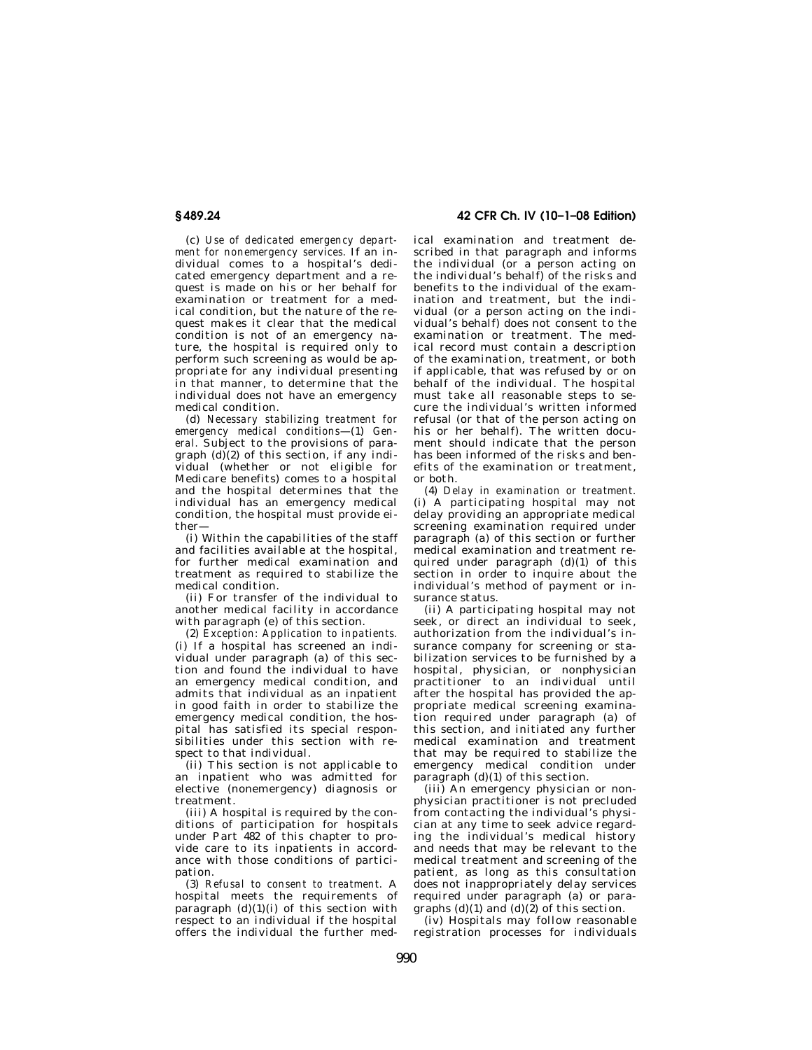(c) *Use of dedicated emergency department for nonemergency services.* If an individual comes to a hospital's dedicated emergency department and a request is made on his or her behalf for examination or treatment for a medical condition, but the nature of the request makes it clear that the medical condition is not of an emergency nature, the hospital is required only to perform such screening as would be appropriate for any individual presenting in that manner, to determine that the individual does not have an emergency medical condition.

(d) *Necessary stabilizing treatment for emergency medical conditions*—(1) *General.* Subject to the provisions of paragraph (d)(2) of this section, if any individual (whether or not eligible for Medicare benefits) comes to a hospital and the hospital determines that the individual has an emergency medical condition, the hospital must provide either—

(i) Within the capabilities of the staff and facilities available at the hospital, for further medical examination and treatment as required to stabilize the medical condition.

(ii) For transfer of the individual to another medical facility in accordance with paragraph (e) of this section.

(2) *Exception: Application to inpatients.* (i) If a hospital has screened an individual under paragraph (a) of this section and found the individual to have an emergency medical condition, and admits that individual as an inpatient in good faith in order to stabilize the emergency medical condition, the hospital has satisfied its special responsibilities under this section with respect to that individual.

(ii) This section is not applicable to an inpatient who was admitted for elective (nonemergency) diagnosis or treatment.

(iii) A hospital is required by the conditions of participation for hospitals under Part 482 of this chapter to provide care to its inpatients in accordance with those conditions of participation.

(3) *Refusal to consent to treatment.* A hospital meets the requirements of paragraph (d)(1)(i) of this section with respect to an individual if the hospital offers the individual the further medical examination and treatment described in that paragraph and informs the individual (or a person acting on the individual's behalf) of the risks and benefits to the individual of the examination and treatment, but the individual (or a person acting on the individual's behalf) does not consent to the examination or treatment. The medical record must contain a description of the examination, treatment, or both if applicable, that was refused by or on behalf of the individual. The hospital must take all reasonable steps to secure the individual's written informed refusal (or that of the person acting on his or her behalf). The written document should indicate that the person has been informed of the risks and benefits of the examination or treatment, or both.

(4) *Delay in examination or treatment.* (i) A participating hospital may not delay providing an appropriate medical screening examination required under paragraph (a) of this section or further medical examination and treatment required under paragraph (d)(1) of this section in order to inquire about the individual's method of payment or insurance status.

(ii) A participating hospital may not seek, or direct an individual to seek, authorization from the individual's insurance company for screening or stabilization services to be furnished by a hospital, physician, or nonphysician practitioner to an individual until after the hospital has provided the appropriate medical screening examination required under paragraph (a) of this section, and initiated any further medical examination and treatment that may be required to stabilize the emergency medical condition under paragraph (d)(1) of this section.

(iii) An emergency physician or nonphysician practitioner is not precluded from contacting the individual's physician at any time to seek advice regarding the individual's medical history and needs that may be relevant to the medical treatment and screening of the patient, as long as this consultation does not inappropriately delay services required under paragraph (a) or paragraphs (d)(1) and (d)(2) of this section.

(iv) Hospitals may follow reasonable registration processes for individuals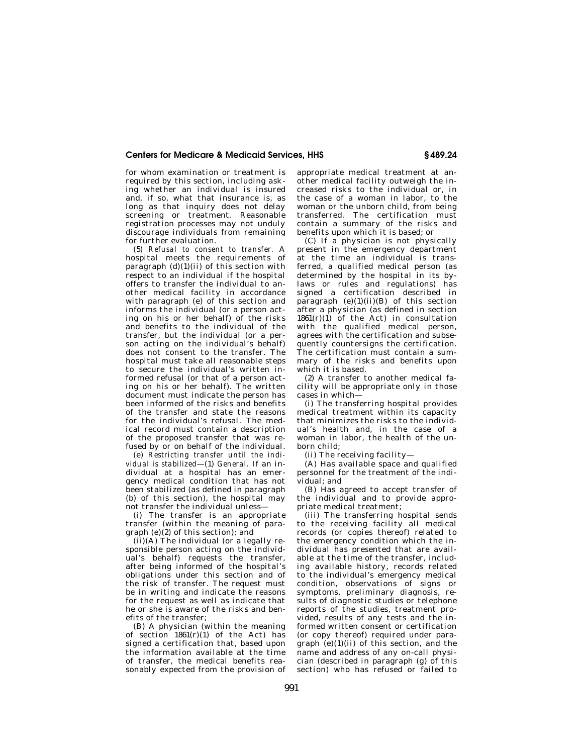for whom examination or treatment is required by this section, including asking whether an individual is insured and, if so, what that insurance is, as long as that inquiry does not delay screening or treatment. Reasonable registration processes may not unduly discourage individuals from remaining for further evaluation.

(5) *Refusal to consent to transfer.* A hospital meets the requirements of paragraph (d)(1)(ii) of this section with respect to an individual if the hospital offers to transfer the individual to another medical facility in accordance with paragraph (e) of this section and informs the individual (or a person acting on his or her behalf) of the risks and benefits to the individual of the transfer, but the individual (or a person acting on the individual's behalf) does not consent to the transfer. The hospital must take all reasonable steps to secure the individual's written informed refusal (or that of a person acting on his or her behalf). The written document must indicate the person has been informed of the risks and benefits of the transfer and state the reasons for the individual's refusal. The medical record must contain a description of the proposed transfer that was refused by or on behalf of the individual.

(e) *Restricting transfer until the individual is stabilized*—(1) *General.* If an individual at a hospital has an emergency medical condition that has not been stabilized (as defined in paragraph (b) of this section), the hospital may not transfer the individual unless—

(i) The transfer is an appropriate transfer (within the meaning of paragraph (e)(2) of this section); and

(ii)(A) The individual (or a legally responsible person acting on the individual's behalf) requests the transfer, after being informed of the hospital's obligations under this section and of the risk of transfer. The request must be in writing and indicate the reasons for the request as well as indicate that he or she is aware of the risks and benefits of the transfer;

(B) A physician (within the meaning of section 1861(r)(1) of the Act) has signed a certification that, based upon the information available at the time of transfer, the medical benefits reasonably expected from the provision of appropriate medical treatment at another medical facility outweigh the increased risks to the individual or, in the case of a woman in labor, to the woman or the unborn child, from being transferred. The certification must contain a summary of the risks and benefits upon which it is based; or

(C) If a physician is not physically present in the emergency department at the time an individual is transferred, a qualified medical person (as determined by the hospital in its bylaws or rules and regulations) has signed a certification described in paragraph (e)(1)(ii)(B) of this section after a physician (as defined in section 1861(r)(1) of the Act) in consultation with the qualified medical person, agrees with the certification and subsequently countersigns the certification. The certification must contain a summary of the risks and benefits upon which it is based.

(2) A transfer to another medical facility will be appropriate only in those cases in which—

(i) The transferring hospital provides medical treatment within its capacity that minimizes the risks to the individual's health and, in the case of a woman in labor, the health of the unborn child;

(ii) The receiving facility—

(A) Has available space and qualified personnel for the treatment of the individual; and

(B) Has agreed to accept transfer of the individual and to provide appropriate medical treatment;

(iii) The transferring hospital sends to the receiving facility all medical records (or copies thereof) related to the emergency condition which the individual has presented that are available at the time of the transfer, including available history, records related to the individual's emergency medical condition, observations of signs or symptoms, preliminary diagnosis, results of diagnostic studies or telephone reports of the studies, treatment provided, results of any tests and the informed written consent or certification (or copy thereof) required under paragraph (e)(1)(ii) of this section, and the name and address of any on-call physician (described in paragraph (g) of this section) who has refused or failed to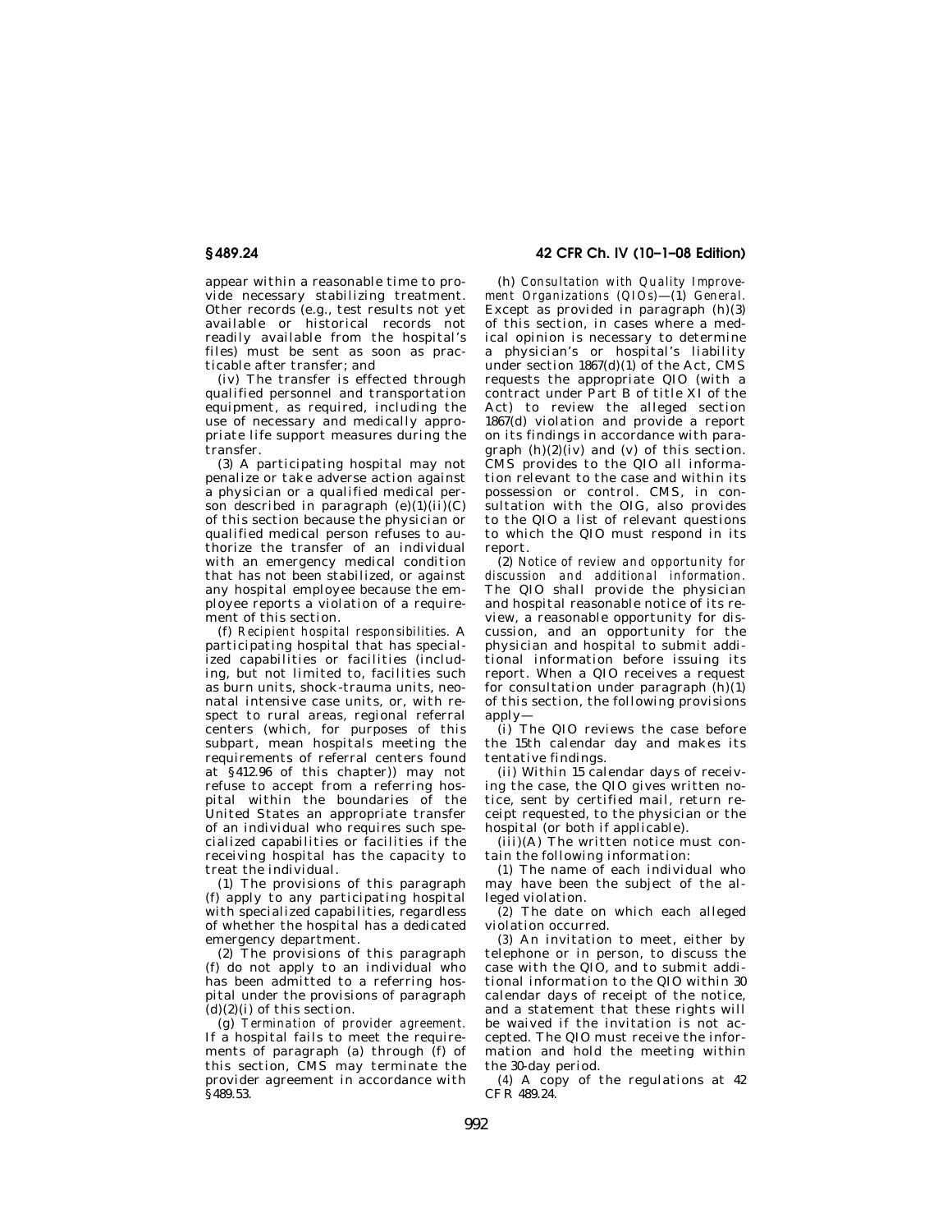appear within a reasonable time to provide necessary stabilizing treatment. Other records (e.g., test results not yet available or historical records not readily available from the hospital's files) must be sent as soon as practicable after transfer; and

(iv) The transfer is effected through qualified personnel and transportation equipment, as required, including the use of necessary and medically appropriate life support measures during the transfer.

(3) A participating hospital may not penalize or take adverse action against a physician or a qualified medical person described in paragraph (e)(1)(ii)(C) of this section because the physician or qualified medical person refuses to authorize the transfer of an individual with an emergency medical condition that has not been stabilized, or against any hospital employee because the employee reports a violation of a requirement of this section.

(f) *Recipient hospital responsibilities.* A participating hospital that has specialized capabilities or facilities (including, but not limited to, facilities such as burn units, shock-trauma units, neonatal intensive case units, or, with respect to rural areas, regional referral centers (which, for purposes of this subpart, mean hospitals meeting the requirements of referral centers found at §412.96 of this chapter)) may not refuse to accept from a referring hospital within the boundaries of the United States an appropriate transfer of an individual who requires such specialized capabilities or facilities if the receiving hospital has the capacity to treat the individual.

(1) The provisions of this paragraph (f) apply to any participating hospital with specialized capabilities, regardless of whether the hospital has a dedicated emergency department.

(2) The provisions of this paragraph (f) do not apply to an individual who has been admitted to a referring hospital under the provisions of paragraph (d)(2)(i) of this section.

(g) *Termination of provider agreement.* If a hospital fails to meet the requirements of paragraph (a) through (f) of this section, CMS may terminate the provider agreement in accordance with §489.53.

(h) *Consultation with Quality Improvement Organizations (QIOs)*—(1) *General.* Except as provided in paragraph (h)(3) of this section, in cases where a medical opinion is necessary to determine a physician's or hospital's liability under section 1867(d)(1) of the Act, CMS requests the appropriate QIO (with a contract under Part B of title XI of the Act) to review the alleged section 1867(d) violation and provide a report on its findings in accordance with paragraph (h)(2)(iv) and (v) of this section. CMS provides to the QIO all information relevant to the case and within its possession or control. CMS, in consultation with the OIG, also provides to the QIO a list of relevant questions to which the QIO must respond in its report.

(2) *Notice of review and opportunity for discussion and additional information.* The QIO shall provide the physician and hospital reasonable notice of its review, a reasonable opportunity for discussion, and an opportunity for the physician and hospital to submit additional information before issuing its report. When a QIO receives a request for consultation under paragraph (h)(1) of this section, the following provisions apply—

(i) The QIO reviews the case before the 15th calendar day and makes its tentative findings.

(ii) Within 15 calendar days of receiving the case, the QIO gives written notice, sent by certified mail, return receipt requested, to the physician or the hospital (or both if applicable).

(iii)(A) The written notice must contain the following information:

(*1*) The name of each individual who may have been the subject of the alleged violation.

(*2*) The date on which each alleged violation occurred.

(*3*) An invitation to meet, either by telephone or in person, to discuss the case with the QIO, and to submit additional information to the QIO within 30 calendar days of receipt of the notice, and a statement that these rights will be waived if the invitation is not accepted. The QIO must receive the information and hold the meeting within the 30-day period.

(*4*) A copy of the regulations at 42 CFR 489.24.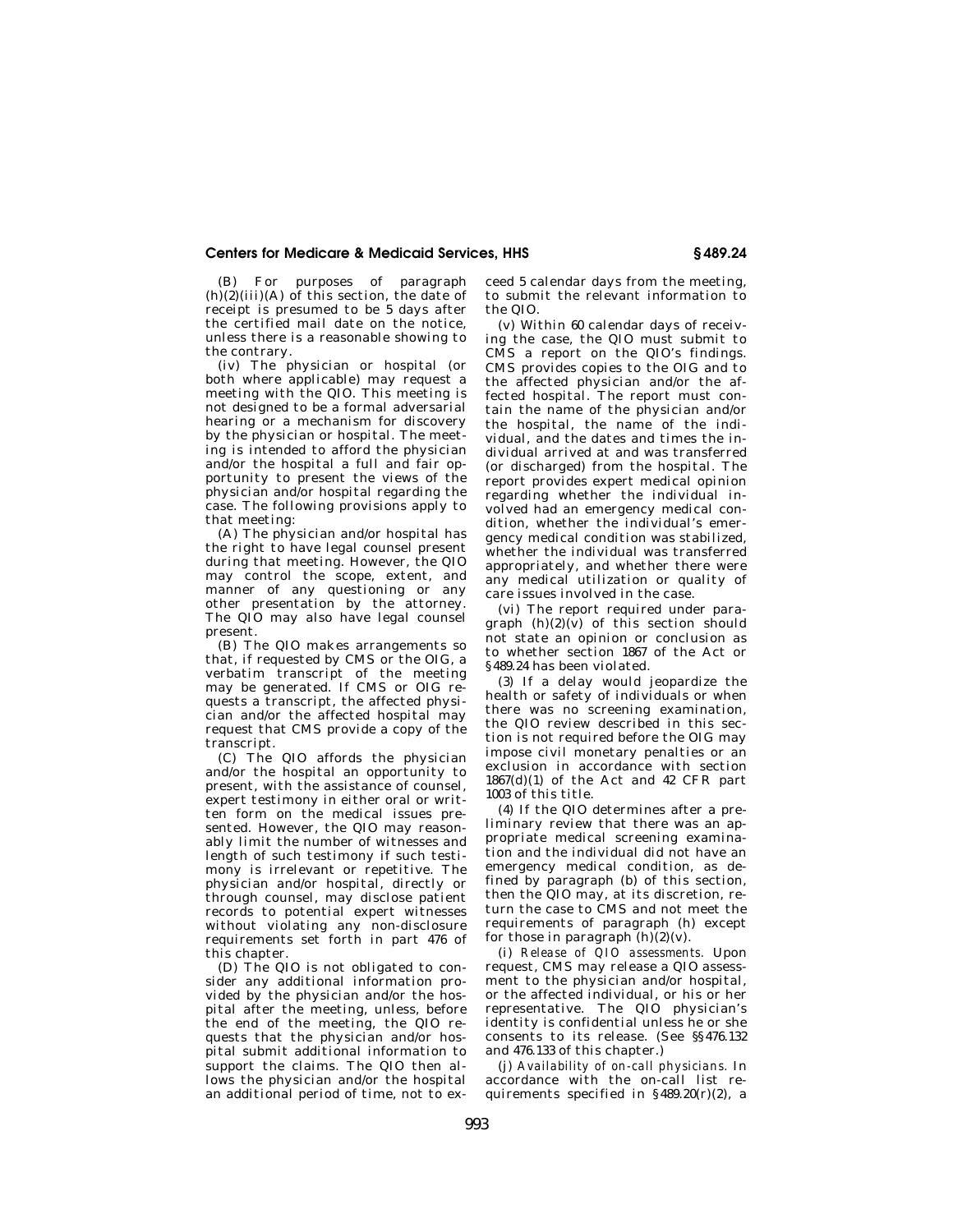(B) For purposes of paragraph (h)(2)(iii)(A) of this section, the date of receipt is presumed to be 5 days after the certified mail date on the notice, unless there is a reasonable showing to the contrary.

(iv) The physician or hospital (or both where applicable) may request a meeting with the QIO. This meeting is not designed to be a formal adversarial hearing or a mechanism for discovery by the physician or hospital. The meeting is intended to afford the physician and/or the hospital a full and fair opportunity to present the views of the physician and/or hospital regarding the case. The following provisions apply to that meeting:

(A) The physician and/or hospital has the right to have legal counsel present during that meeting. However, the QIO may control the scope, extent, and manner of any questioning or any other presentation by the attorney. The QIO may also have legal counsel present.

(B) The QIO makes arrangements so that, if requested by CMS or the OIG, a verbatim transcript of the meeting may be generated. If CMS or OIG requests a transcript, the affected physician and/or the affected hospital may request that CMS provide a copy of the transcript.

(C) The QIO affords the physician and/or the hospital an opportunity to present, with the assistance of counsel, expert testimony in either oral or written form on the medical issues presented. However, the QIO may reasonably limit the number of witnesses and length of such testimony if such testimony is irrelevant or repetitive. The physician and/or hospital, directly or through counsel, may disclose patient records to potential expert witnesses without violating any non-disclosure requirements set forth in part 476 of this chapter.

(D) The QIO is not obligated to consider any additional information provided by the physician and/or the hospital after the meeting, unless, before the end of the meeting, the QIO requests that the physician and/or hospital submit additional information to support the claims. The QIO then allows the physician and/or the hospital an additional period of time, not to exceed 5 calendar days from the meeting, to submit the relevant information to the QIO.

(v) Within 60 calendar days of receiving the case, the QIO must submit to CMS a report on the QIO's findings. CMS provides copies to the OIG and to the affected physician and/or the affected hospital. The report must contain the name of the physician and/or the hospital, the name of the individual, and the dates and times the individual arrived at and was transferred (or discharged) from the hospital. The report provides expert medical opinion regarding whether the individual involved had an emergency medical condition, whether the individual's emergency medical condition was stabilized, whether the individual was transferred appropriately, and whether there were any medical utilization or quality of care issues involved in the case.

(vi) The report required under paragraph (h)(2)(v) of this section should not state an opinion or conclusion as to whether section 1867 of the Act or §489.24 has been violated.

(3) If a delay would jeopardize the health or safety of individuals or when there was no screening examination, the QIO review described in this section is not required before the OIG may impose civil monetary penalties or an exclusion in accordance with section 1867(d)(1) of the Act and 42 CFR part 1003 of this title.

(4) If the QIO determines after a preliminary review that there was an appropriate medical screening examination and the individual did not have an emergency medical condition, as defined by paragraph (b) of this section, then the QIO may, at its discretion, return the case to CMS and not meet the requirements of paragraph (h) except for those in paragraph (h)(2)(v).

(i) *Release of QIO assessments.* Upon request, CMS may release a QIO assessment to the physician and/or hospital, or the affected individual, or his or her representative. The QIO physician's identity is confidential unless he or she consents to its release. (See §§476.132 and 476.133 of this chapter.)

(j) *Availability of on-call physicians.* In accordance with the on-call list requirements specified in §489.20(r)(2), a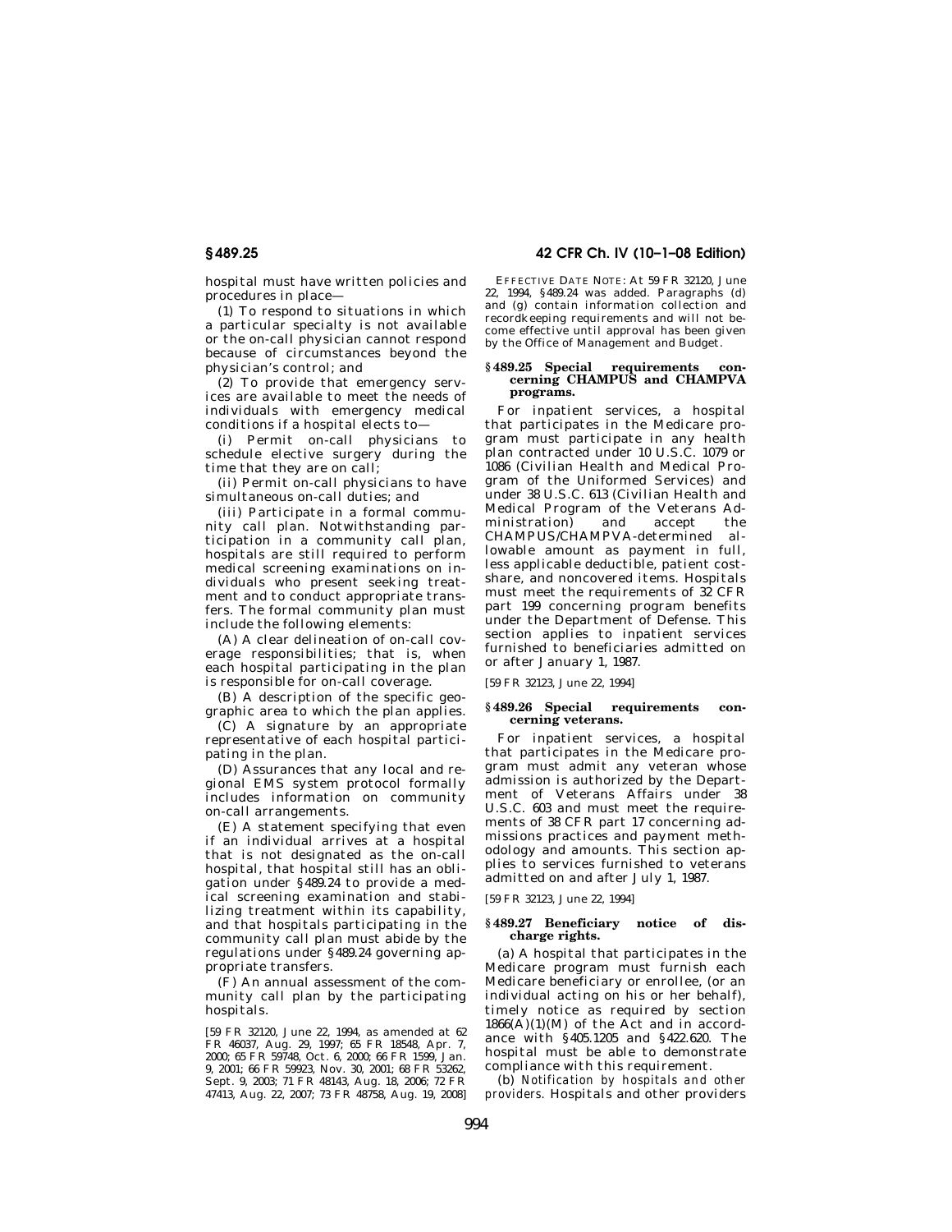hospital must have written policies and procedures in place—

(1) To respond to situations in which a particular specialty is not available or the on-call physician cannot respond because of circumstances beyond the physician's control; and

(2) To provide that emergency services are available to meet the needs of individuals with emergency medical conditions if a hospital elects to—

(i) Permit on-call physicians to schedule elective surgery during the time that they are on call;

(ii) Permit on-call physicians to have simultaneous on-call duties; and

(iii) Participate in a formal community call plan. Notwithstanding participation in a community call plan, hospitals are still required to perform medical screening examinations on individuals who present seeking treatment and to conduct appropriate transfers. The formal community plan must include the following elements:

(A) A clear delineation of on-call coverage responsibilities; that is, when each hospital participating in the plan is responsible for on-call coverage.

(B) A description of the specific geographic area to which the plan applies.

(C) A signature by an appropriate representative of each hospital participating in the plan.

(D) Assurances that any local and regional EMS system protocol formally includes information on community on-call arrangements.

(E) A statement specifying that even if an individual arrives at a hospital that is not designated as the on-call hospital, that hospital still has an obligation under §489.24 to provide a medical screening examination and stabilizing treatment within its capability, and that hospitals participating in the community call plan must abide by the regulations under §489.24 governing appropriate transfers.

(F) An annual assessment of the community call plan by the participating hospitals.

[59 FR 32120, June 22, 1994, as amended at 62 FR 46037, Aug. 29, 1997; 65 FR 18548, Apr. 7, 2000; 65 FR 59748, Oct. 6, 2000; 66 FR 1599, Jan. 9, 2001; 66 FR 59923, Nov. 30, 2001; 68 FR 53262, Sept. 9, 2003; 71 FR 48143, Aug. 18, 2006; 72 FR 47413, Aug. 22, 2007; 73 FR 48758, Aug. 19, 2008]

EFFECTIVE DATE NOTE: At 59 FR 32120, June 22, 1994, §489.24 was added. Paragraphs (d) and (g) contain information collection and recordkeeping requirements and will not become effective until approval has been given by the Office of Management and Budget.

### §489.25 Special requirements concerning CHAMPUS and CHAMPVA programs.

For inpatient services, a hospital that participates in the Medicare program must participate in any health plan contracted under 10 U.S.C. 1079 or 1086 (Civilian Health and Medical Program of the Uniformed Services) and under 38 U.S.C. 613 (Civilian Health and Medical Program of the Veterans Administration) and accept the CHAMPUS/CHAMPVA-determined allowable amount as payment in full, less applicable deductible, patient cost-share, and noncovered items. Hospitals must meet the requirements of 32 CFR part 199 concerning program benefits under the Department of Defense. This section applies to inpatient services furnished to beneficiaries admitted on or after January 1, 1987.

[59 FR 32123, June 22, 1994]

### §489.26 Special requirements concerning veterans.

For inpatient services, a hospital that participates in the Medicare program must admit any veteran whose admission is authorized by the Department of Veterans Affairs under 38 U.S.C. 603 and must meet the requirements of 38 CFR part 17 concerning admissions practices and payment methodology and amounts. This section applies to services furnished to veterans admitted on and after July 1, 1987.

[59 FR 32123, June 22, 1994]

### §489.27 Beneficiary notice of discharge rights.

(a) A hospital that participates in the Medicare program must furnish each Medicare beneficiary or enrollee, (or an individual acting on his or her behalf), timely notice as required by section 1866(A)(1)(M) of the Act and in accordance with §405.1205 and §422.620. The hospital must be able to demonstrate compliance with this requirement.

(b) *Notification by hospitals and other providers.* Hospitals and other providers